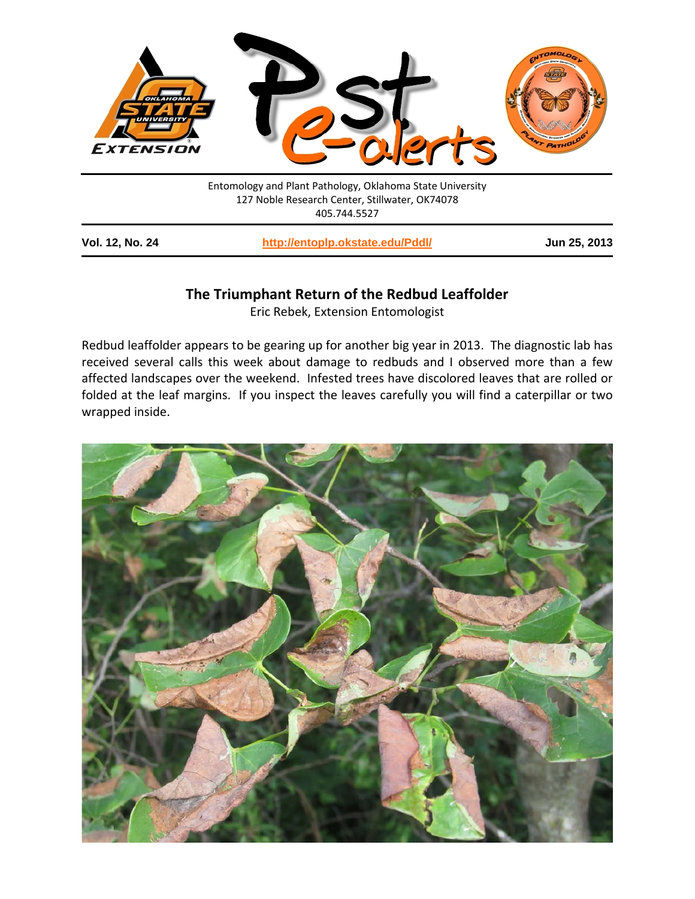Entomology and Plant Pathology, Oklahoma State University
127 Noble Research Center, Stillwater, OK74078
405.744.5527

**Vol. 12, No. 24** | **http://entoplp.okstate.edu/Pddl/** | **Jun 25, 2013**

## The Triumphant Return of the Redbud Leaffolder

Eric Rebek, Extension Entomologist

Redbud leaffolder appears to be gearing up for another big year in 2013. The diagnostic lab has received several calls this week about damage to redbuds and I observed more than a few affected landscapes over the weekend. Infested trees have discolored leaves that are rolled or folded at the leaf margins. If you inspect the leaves carefully you will find a caterpillar or two wrapped inside.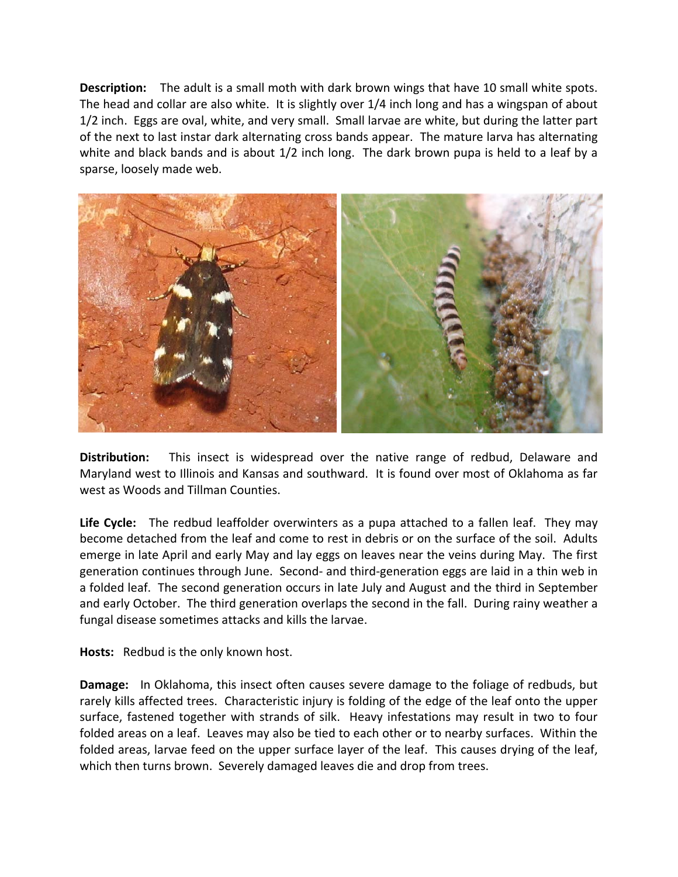**Description:** The adult is a small moth with dark brown wings that have 10 small white spots. The head and collar are also white. It is slightly over 1/4 inch long and has a wingspan of about 1/2 inch. Eggs are oval, white, and very small. Small larvae are white, but during the latter part of the next to last instar dark alternating cross bands appear. The mature larva has alternating white and black bands and is about 1/2 inch long. The dark brown pupa is held to a leaf by a sparse, loosely made web.

**Distribution:** This insect is widespread over the native range of redbud, Delaware and Maryland west to Illinois and Kansas and southward. It is found over most of Oklahoma as far west as Woods and Tillman Counties.

**Life Cycle:** The redbud leaffolder overwinters as a pupa attached to a fallen leaf. They may become detached from the leaf and come to rest in debris or on the surface of the soil. Adults emerge in late April and early May and lay eggs on leaves near the veins during May. The first generation continues through June. Second- and third-generation eggs are laid in a thin web in a folded leaf. The second generation occurs in late July and August and the third in September and early October. The third generation overlaps the second in the fall. During rainy weather a fungal disease sometimes attacks and kills the larvae.

**Hosts:** Redbud is the only known host.

**Damage:** In Oklahoma, this insect often causes severe damage to the foliage of redbuds, but rarely kills affected trees. Characteristic injury is folding of the edge of the leaf onto the upper surface, fastened together with strands of silk. Heavy infestations may result in two to four folded areas on a leaf. Leaves may also be tied to each other or to nearby surfaces. Within the folded areas, larvae feed on the upper surface layer of the leaf. This causes drying of the leaf, which then turns brown. Severely damaged leaves die and drop from trees.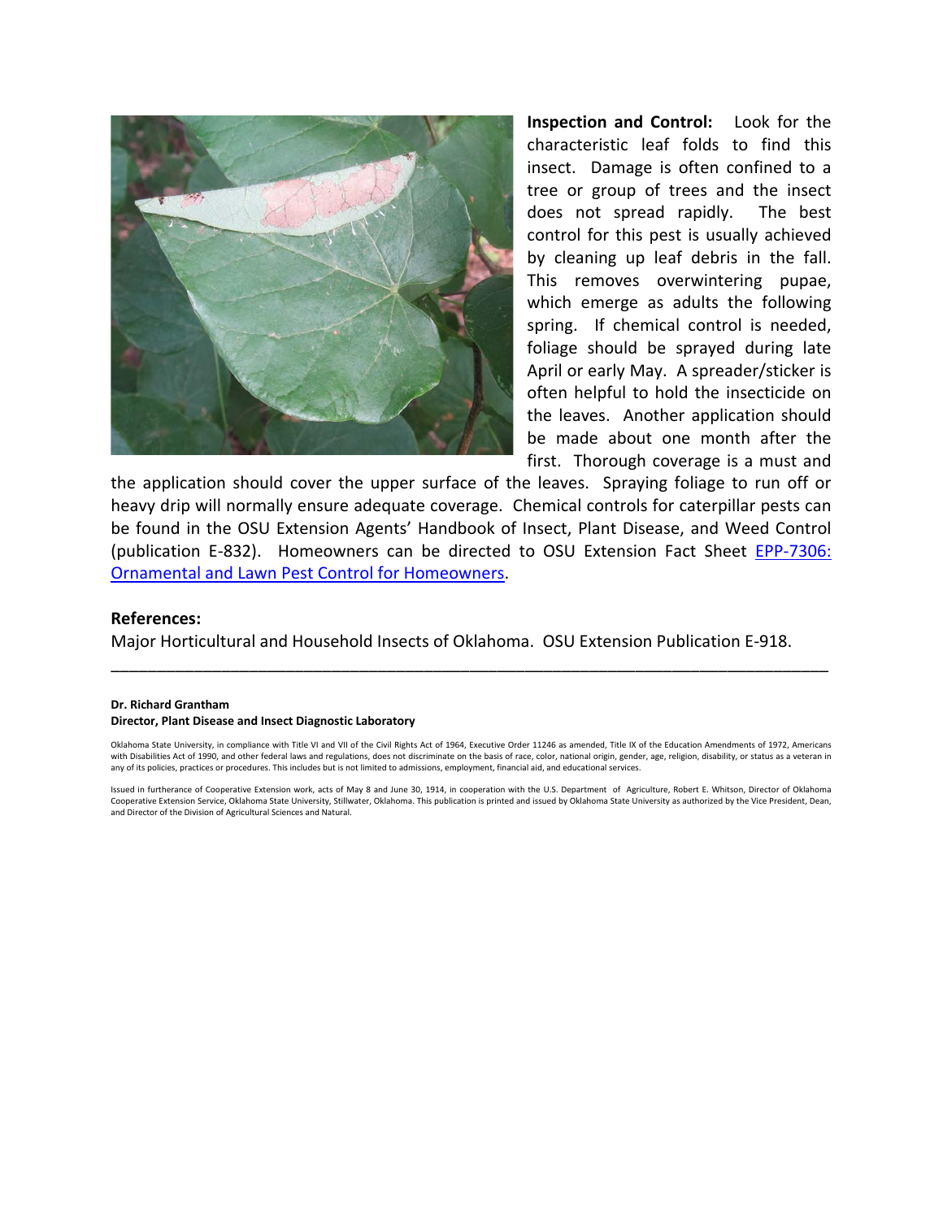**Inspection and Control:** Look for the characteristic leaf folds to find this insect. Damage is often confined to a tree or group of trees and the insect does not spread rapidly. The best control for this pest is usually achieved by cleaning up leaf debris in the fall. This removes overwintering pupae, which emerge as adults the following spring. If chemical control is needed, foliage should be sprayed during late April or early May. A spreader/sticker is often helpful to hold the insecticide on the leaves. Another application should be made about one month after the first. Thorough coverage is a must and the application should cover the upper surface of the leaves. Spraying foliage to run off or heavy drip will normally ensure adequate coverage. Chemical controls for caterpillar pests can be found in the OSU Extension Agents' Handbook of Insect, Plant Disease, and Weed Control (publication E-832). Homeowners can be directed to OSU Extension Fact Sheet [EPP-7306: Ornamental and Lawn Pest Control for Homeowners](#).

## References:

Major Horticultural and Household Insects of Oklahoma. OSU Extension Publication E-918.

---

**Dr. Richard Grantham**
**Director, Plant Disease and Insect Diagnostic Laboratory**

Oklahoma State University, in compliance with Title VI and VII of the Civil Rights Act of 1964, Executive Order 11246 as amended, Title IX of the Education Amendments of 1972, Americans with Disabilities Act of 1990, and other federal laws and regulations, does not discriminate on the basis of race, color, national origin, gender, age, religion, disability, or status as a veteran in any of its policies, practices or procedures. This includes but is not limited to admissions, employment, financial aid, and educational services.

Issued in furtherance of Cooperative Extension work, acts of May 8 and June 30, 1914, in cooperation with the U.S. Department of Agriculture, Robert E. Whitson, Director of Oklahoma Cooperative Extension Service, Oklahoma State University, Stillwater, Oklahoma. This publication is printed and issued by Oklahoma State University as authorized by the Vice President, Dean, and Director of the Division of Agricultural Sciences and Natural.